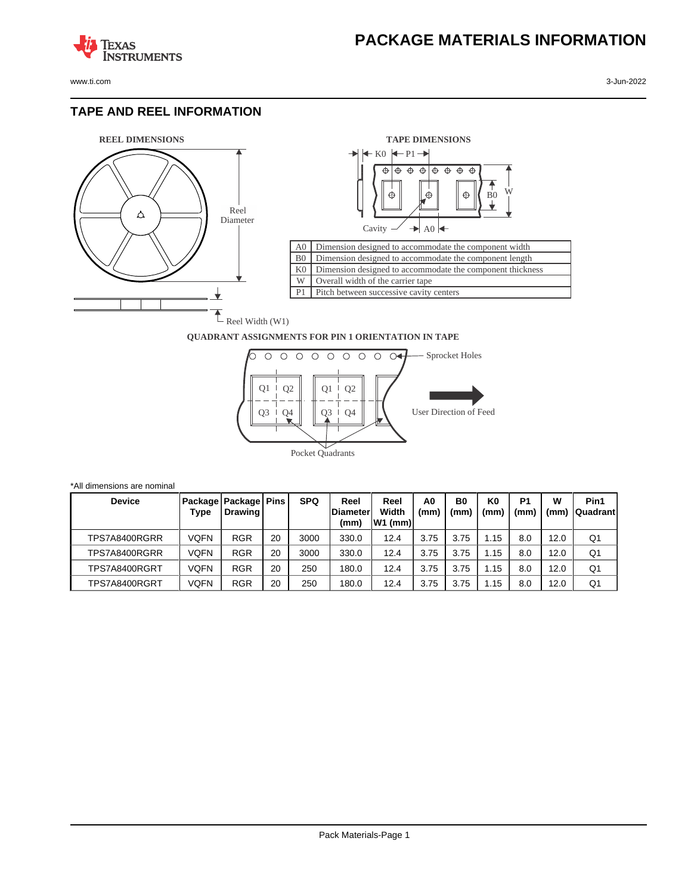# PACKAGE MATERIALS INFORMATION

## TAPE AND REEL INFORMATION

**REEL DIMENSIONS**

Reel Diameter

Reel Width (W1)

**TAPE DIMENSIONS**

K0 P1

B0 W

Cavity A0

| | |
|---|---|
| A0 | Dimension designed to accommodate the component width |
| B0 | Dimension designed to accommodate the component length |
| K0 | Dimension designed to accommodate the component thickness |
| W | Overall width of the carrier tape |
| P1 | Pitch between successive cavity centers |

**QUADRANT ASSIGNMENTS FOR PIN 1 ORIENTATION IN TAPE**

Sprocket Holes

Q1 Q2 Q3 Q4

User Direction of Feed

Pocket Quadrants

*All dimensions are nominal

| Device | Package Type | Package Drawing | Pins | SPQ | Reel Diameter (mm) | Reel Width W1 (mm) | A0 (mm) | B0 (mm) | K0 (mm) | P1 (mm) | W (mm) | Pin1 Quadrant |
|---|---|---|---|---|---|---|---|---|---|---|---|---|
| TPS7A8400RGRR | VQFN | RGR | 20 | 3000 | 330.0 | 12.4 | 3.75 | 3.75 | 1.15 | 8.0 | 12.0 | Q1 |
| TPS7A8400RGRR | VQFN | RGR | 20 | 3000 | 330.0 | 12.4 | 3.75 | 3.75 | 1.15 | 8.0 | 12.0 | Q1 |
| TPS7A8400RGRT | VQFN | RGR | 20 | 250 | 180.0 | 12.4 | 3.75 | 3.75 | 1.15 | 8.0 | 12.0 | Q1 |
| TPS7A8400RGRT | VQFN | RGR | 20 | 250 | 180.0 | 12.4 | 3.75 | 3.75 | 1.15 | 8.0 | 12.0 | Q1 |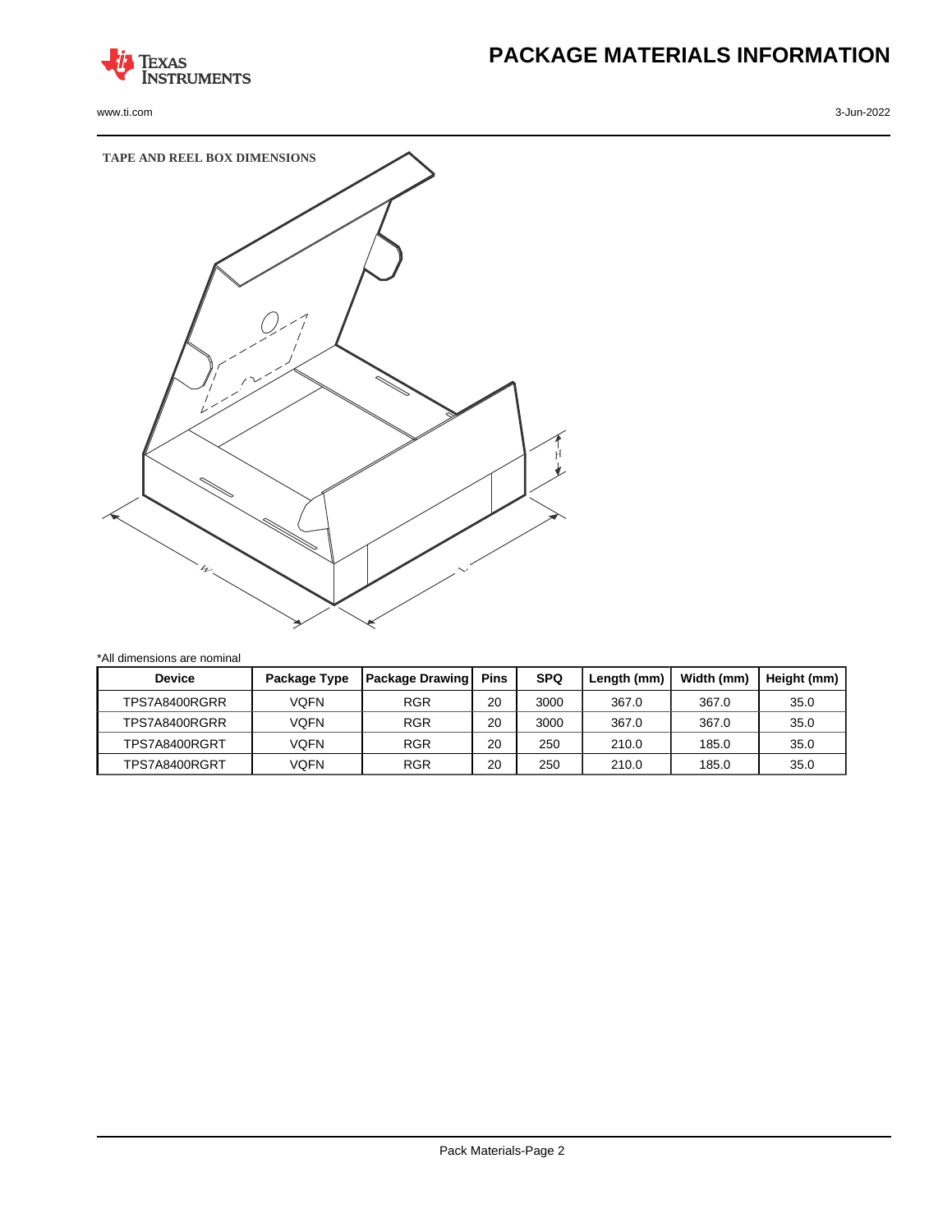# PACKAGE MATERIALS INFORMATION

## TAPE AND REEL BOX DIMENSIONS

W

L

H

*All dimensions are nominal

| Device | Package Type | Package Drawing | Pins | SPQ | Length (mm) | Width (mm) | Height (mm) |
|---|---|---|---|---|---|---|---|
| TPS7A8400RGRR | VQFN | RGR | 20 | 3000 | 367.0 | 367.0 | 35.0 |
| TPS7A8400RGRR | VQFN | RGR | 20 | 3000 | 367.0 | 367.0 | 35.0 |
| TPS7A8400RGRT | VQFN | RGR | 20 | 250 | 210.0 | 185.0 | 35.0 |
| TPS7A8400RGRT | VQFN | RGR | 20 | 250 | 210.0 | 185.0 | 35.0 |